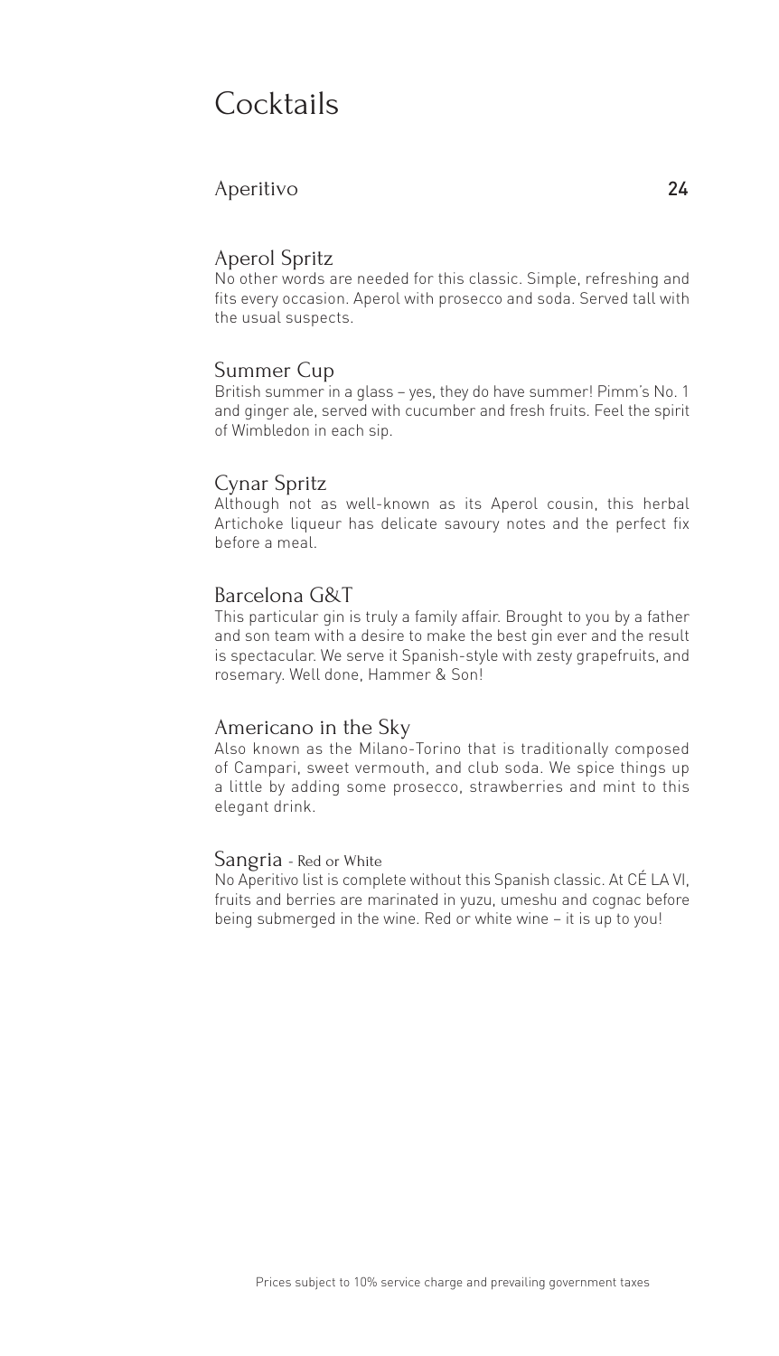# Cocktails

## Aperitivo — 24

### Aperol Spritz

No other words are needed for this classic. Simple, refreshing and fits every occasion. Aperol with prosecco and soda. Served tall with the usual suspects.

### Summer Cup

British summer in a glass – yes, they do have summer! Pimm's No. 1 and ginger ale, served with cucumber and fresh fruits. Feel the spirit of Wimbledon in each sip.

### Cynar Spritz

Although not as well-known as its Aperol cousin, this herbal Artichoke liqueur has delicate savoury notes and the perfect fix before a meal.

### Barcelona G&T

This particular gin is truly a family affair. Brought to you by a father and son team with a desire to make the best gin ever and the result is spectacular. We serve it Spanish-style with zesty grapefruits, and rosemary. Well done, Hammer & Son!

### Americano in the Sky

Also known as the Milano-Torino that is traditionally composed of Campari, sweet vermouth, and club soda. We spice things up a little by adding some prosecco, strawberries and mint to this elegant drink.

### Sangria - Red or White

No Aperitivo list is complete without this Spanish classic. At CÉ LA VI, fruits and berries are marinated in yuzu, umeshu and cognac before being submerged in the wine. Red or white wine – it is up to you!

Prices subject to 10% service charge and prevailing government taxes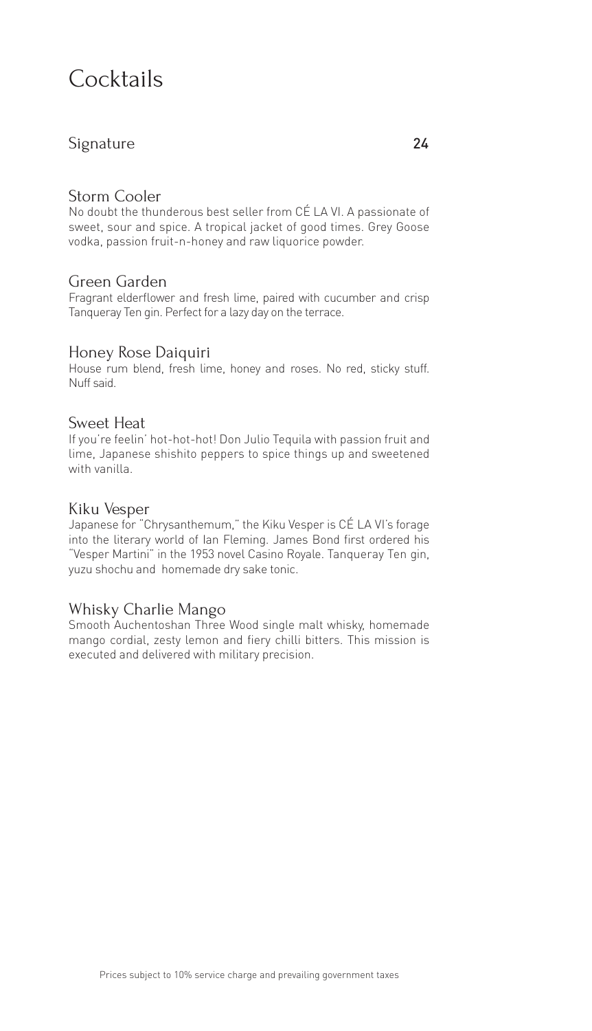# Cocktails

## Signature 24

### Storm Cooler

No doubt the thunderous best seller from CÉ LA VI. A passionate of sweet, sour and spice. A tropical jacket of good times. Grey Goose vodka, passion fruit-n-honey and raw liquorice powder.

### Green Garden

Fragrant elderflower and fresh lime, paired with cucumber and crisp Tanqueray Ten gin. Perfect for a lazy day on the terrace.

### Honey Rose Daiquiri

House rum blend, fresh lime, honey and roses. No red, sticky stuff. Nuff said.

### Sweet Heat

If you're feelin' hot-hot-hot! Don Julio Tequila with passion fruit and lime, Japanese shishito peppers to spice things up and sweetened with vanilla.

### Kiku Vesper

Japanese for "Chrysanthemum," the Kiku Vesper is CÉ LA VI's forage into the literary world of Ian Fleming. James Bond first ordered his "Vesper Martini" in the 1953 novel Casino Royale. Tanqueray Ten gin, yuzu shochu and homemade dry sake tonic.

### Whisky Charlie Mango

Smooth Auchentoshan Three Wood single malt whisky, homemade mango cordial, zesty lemon and fiery chilli bitters. This mission is executed and delivered with military precision.

Prices subject to 10% service charge and prevailing government taxes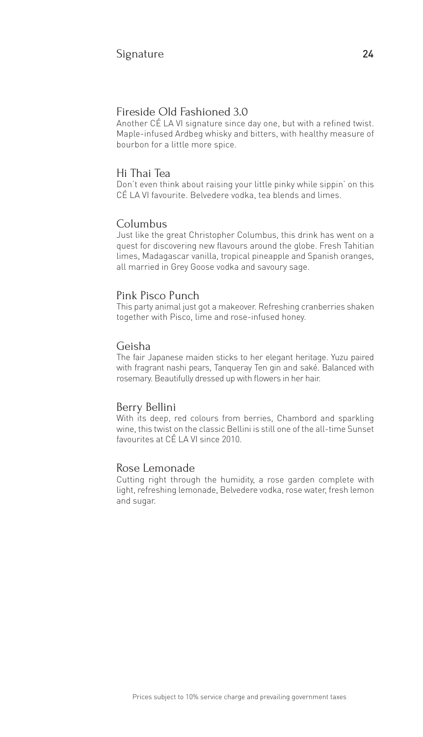## Signature

24

### Fireside Old Fashioned 3.0

Another CÉ LA VI signature since day one, but with a refined twist. Maple-infused Ardbeg whisky and bitters, with healthy measure of bourbon for a little more spice.

### Hi Thai Tea

Don't even think about raising your little pinky while sippin' on this CÉ LA VI favourite. Belvedere vodka, tea blends and limes.

### Columbus

Just like the great Christopher Columbus, this drink has went on a quest for discovering new flavours around the globe. Fresh Tahitian limes, Madagascar vanilla, tropical pineapple and Spanish oranges, all married in Grey Goose vodka and savoury sage.

### Pink Pisco Punch

This party animal just got a makeover. Refreshing cranberries shaken together with Pisco, lime and rose-infused honey.

### Geisha

The fair Japanese maiden sticks to her elegant heritage. Yuzu paired with fragrant nashi pears, Tanqueray Ten gin and saké. Balanced with rosemary. Beautifully dressed up with flowers in her hair.

### Berry Bellini

With its deep, red colours from berries, Chambord and sparkling wine, this twist on the classic Bellini is still one of the all-time Sunset favourites at CÉ LA VI since 2010.

### Rose Lemonade

Cutting right through the humidity, a rose garden complete with light, refreshing lemonade, Belvedere vodka, rose water, fresh lemon and sugar.

Prices subject to 10% service charge and prevailing government taxes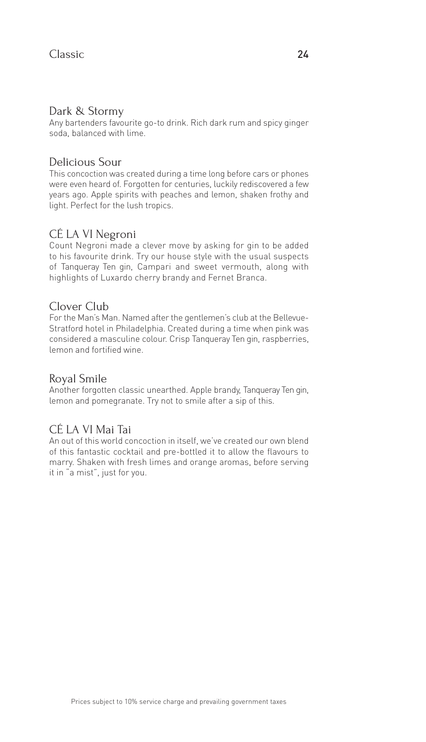## Classic

24

### Dark & Stormy

Any bartenders favourite go-to drink. Rich dark rum and spicy ginger soda, balanced with lime.

### Delicious Sour

This concoction was created during a time long before cars or phones were even heard of. Forgotten for centuries, luckily rediscovered a few years ago. Apple spirits with peaches and lemon, shaken frothy and light. Perfect for the lush tropics.

### CÉ LA VI Negroni

Count Negroni made a clever move by asking for gin to be added to his favourite drink. Try our house style with the usual suspects of Tanqueray Ten gin, Campari and sweet vermouth, along with highlights of Luxardo cherry brandy and Fernet Branca.

### Clover Club

For the Man's Man. Named after the gentlemen's club at the Bellevue-Stratford hotel in Philadelphia. Created during a time when pink was considered a masculine colour. Crisp Tanqueray Ten gin, raspberries, lemon and fortified wine.

### Royal Smile

Another forgotten classic unearthed. Apple brandy, Tanqueray Ten gin, lemon and pomegranate. Try not to smile after a sip of this.

### CÉ LA VI Mai Tai

An out of this world concoction in itself, we've created our own blend of this fantastic cocktail and pre-bottled it to allow the flavours to marry. Shaken with fresh limes and orange aromas, before serving it in "a mist", just for you.

Prices subject to 10% service charge and prevailing government taxes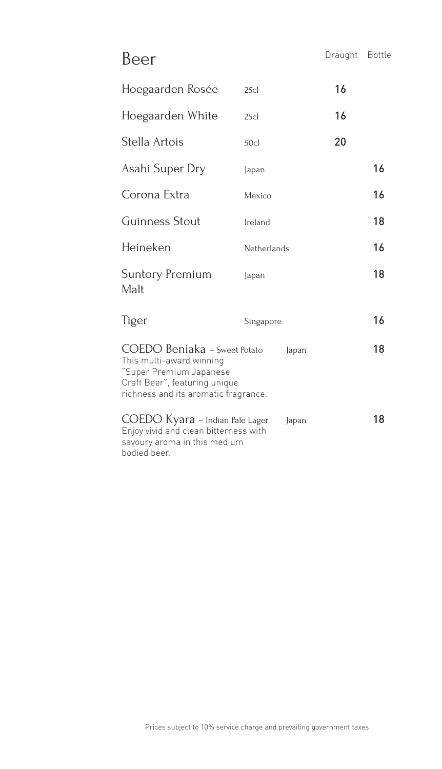# Beer

| | | Draught | Bottle |
|---|---|---|---|
| Hoegaarden Rosée | 25cl | 16 | |
| Hoegaarden White | 25cl | 16 | |
| Stella Artois | 50cl | 20 | |
| Asahi Super Dry | Japan | | 16 |
| Corona Extra | Mexico | | 16 |
| Guinness Stout | Ireland | | 18 |
| Heineken | Netherlands | | 16 |
| Suntory Premium Malt | Japan | | 18 |
| Tiger | Singapore | | 16 |
| COEDO Beniaka – Sweet Potato<br>This multi-award winning "Super Premium Japanese Craft Beer", featuring unique richness and its aromatic fragrance. | Japan | | 18 |
| COEDO Kyara – Indian Pale Lager<br>Enjoy vivid and clean bitterness with savoury aroma in this medium bodied beer. | Japan | | 18 |

Prices subject to 10% service charge and prevailing government taxes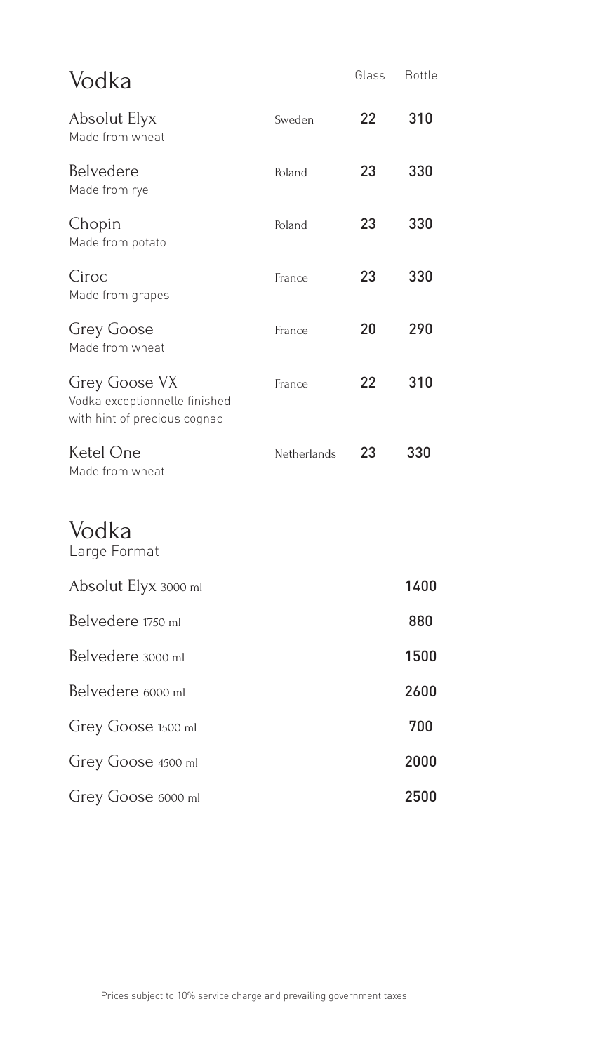# Vodka

| | | Glass | Bottle |
|---|---|---|---|
| Absolut Elyx<br>Made from wheat | Sweden | 22 | 310 |
| Belvedere<br>Made from rye | Poland | 23 | 330 |
| Chopin<br>Made from potato | Poland | 23 | 330 |
| Ciroc<br>Made from grapes | France | 23 | 330 |
| Grey Goose<br>Made from wheat | France | 20 | 290 |
| Grey Goose VX<br>Vodka exceptionnelle finished with hint of precious cognac | France | 22 | 310 |
| Ketel One<br>Made from wheat | Netherlands | 23 | 330 |

# Vodka

Large Format

| | |
|---|---|
| Absolut Elyx 3000 ml | 1400 |
| Belvedere 1750 ml | 880 |
| Belvedere 3000 ml | 1500 |
| Belvedere 6000 ml | 2600 |
| Grey Goose 1500 ml | 700 |
| Grey Goose 4500 ml | 2000 |
| Grey Goose 6000 ml | 2500 |

Prices subject to 10% service charge and prevailing government taxes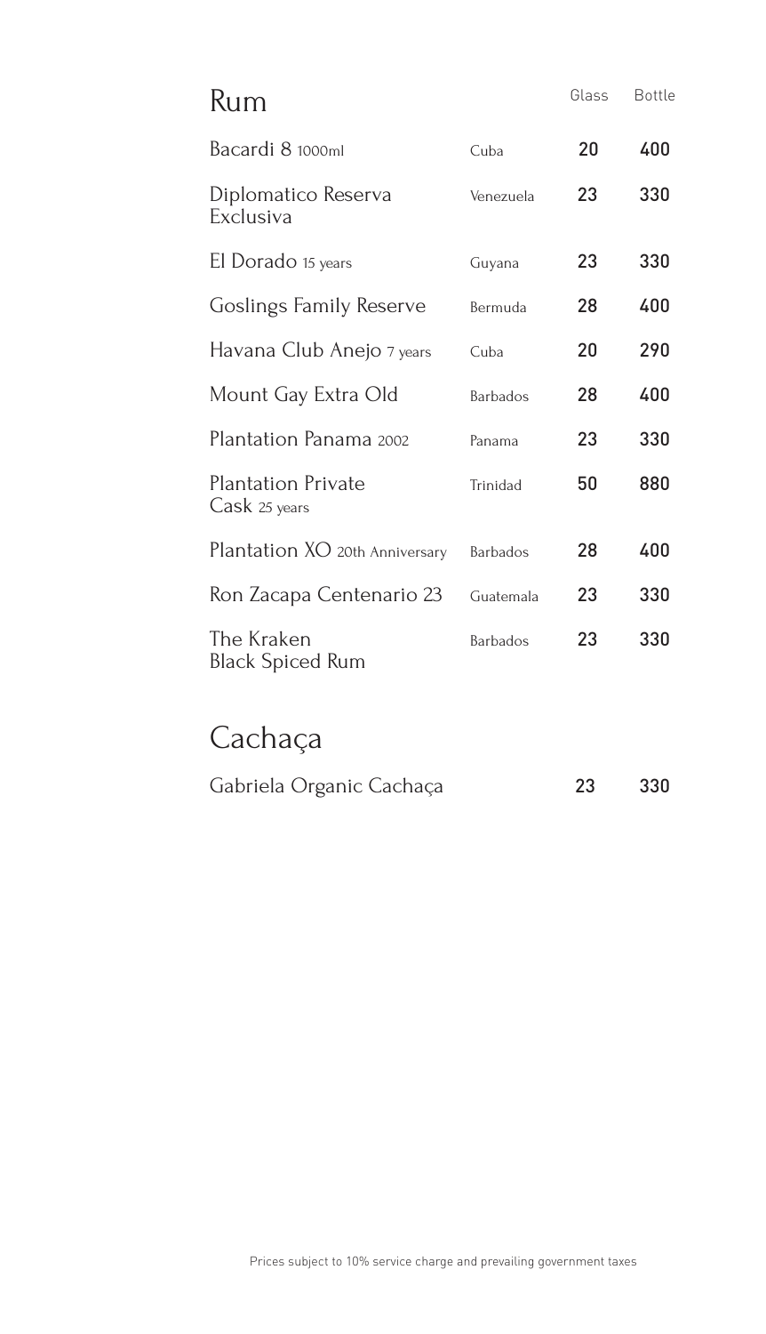## Rum

| | | Glass | Bottle |
|---|---|---|---|
| Bacardi 8 1000ml | Cuba | 20 | 400 |
| Diplomatico Reserva Exclusiva | Venezuela | 23 | 330 |
| El Dorado 15 years | Guyana | 23 | 330 |
| Goslings Family Reserve | Bermuda | 28 | 400 |
| Havana Club Anejo 7 years | Cuba | 20 | 290 |
| Mount Gay Extra Old | Barbados | 28 | 400 |
| Plantation Panama 2002 | Panama | 23 | 330 |
| Plantation Private Cask 25 years | Trinidad | 50 | 880 |
| Plantation XO 20th Anniversary | Barbados | 28 | 400 |
| Ron Zacapa Centenario 23 | Guatemala | 23 | 330 |
| The Kraken Black Spiced Rum | Barbados | 23 | 330 |

## Cachaça

| | | Glass | Bottle |
|---|---|---|---|
| Gabriela Organic Cachaça | | 23 | 330 |

Prices subject to 10% service charge and prevailing government taxes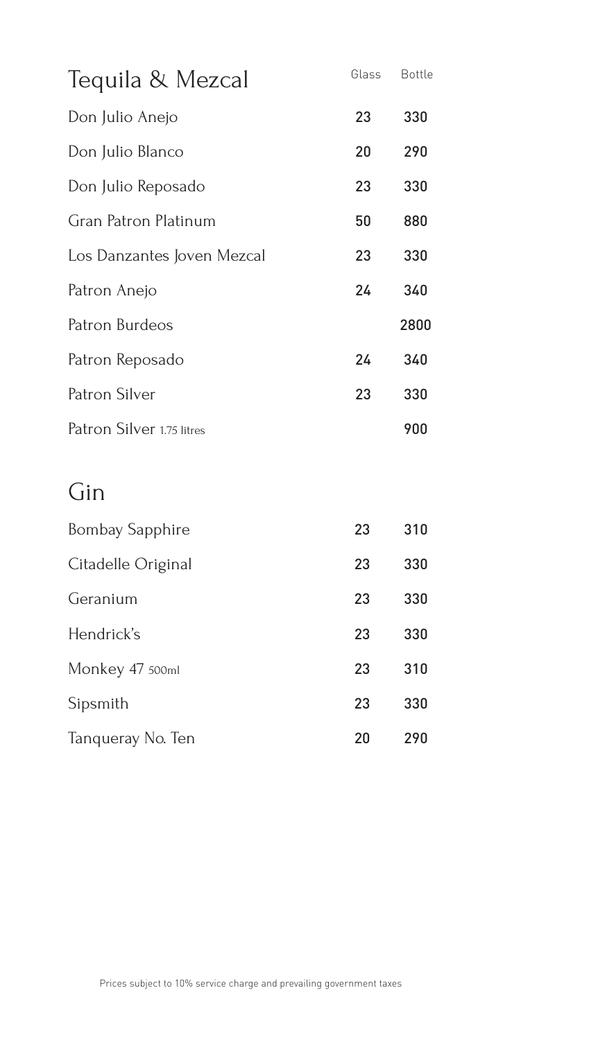## Tequila & Mezcal

| Tequila & Mezcal | Glass | Bottle |
|---|---|---|
| Don Julio Anejo | 23 | 330 |
| Don Julio Blanco | 20 | 290 |
| Don Julio Reposado | 23 | 330 |
| Gran Patron Platinum | 50 | 880 |
| Los Danzantes Joven Mezcal | 23 | 330 |
| Patron Anejo | 24 | 340 |
| Patron Burdeos | | 2800 |
| Patron Reposado | 24 | 340 |
| Patron Silver | 23 | 330 |
| Patron Silver 1.75 litres | | 900 |

## Gin

| Gin | Glass | Bottle |
|---|---|---|
| Bombay Sapphire | 23 | 310 |
| Citadelle Original | 23 | 330 |
| Geranium | 23 | 330 |
| Hendrick's | 23 | 330 |
| Monkey 47 500ml | 23 | 310 |
| Sipsmith | 23 | 330 |
| Tanqueray No. Ten | 20 | 290 |

Prices subject to 10% service charge and prevailing government taxes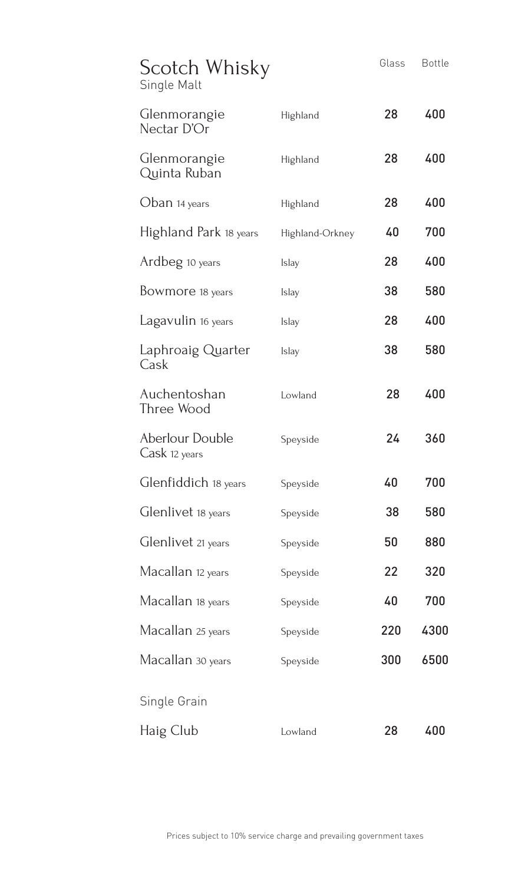# Scotch Whisky

## Single Malt

| | | Glass | Bottle |
|---|---|---|---|
| Glenmorangie Nectar D'Or | Highland | 28 | 400 |
| Glenmorangie Quinta Ruban | Highland | 28 | 400 |
| Oban 14 years | Highland | 28 | 400 |
| Highland Park 18 years | Highland-Orkney | 40 | 700 |
| Ardbeg 10 years | Islay | 28 | 400 |
| Bowmore 18 years | Islay | 38 | 580 |
| Lagavulin 16 years | Islay | 28 | 400 |
| Laphroaig Quarter Cask | Islay | 38 | 580 |
| Auchentoshan Three Wood | Lowland | 28 | 400 |
| Aberlour Double Cask 12 years | Speyside | 24 | 360 |
| Glenfiddich 18 years | Speyside | 40 | 700 |
| Glenlivet 18 years | Speyside | 38 | 580 |
| Glenlivet 21 years | Speyside | 50 | 880 |
| Macallan 12 years | Speyside | 22 | 320 |
| Macallan 18 years | Speyside | 40 | 700 |
| Macallan 25 years | Speyside | 220 | 4300 |
| Macallan 30 years | Speyside | 300 | 6500 |

## Single Grain

| | | Glass | Bottle |
|---|---|---|---|
| Haig Club | Lowland | 28 | 400 |

Prices subject to 10% service charge and prevailing government taxes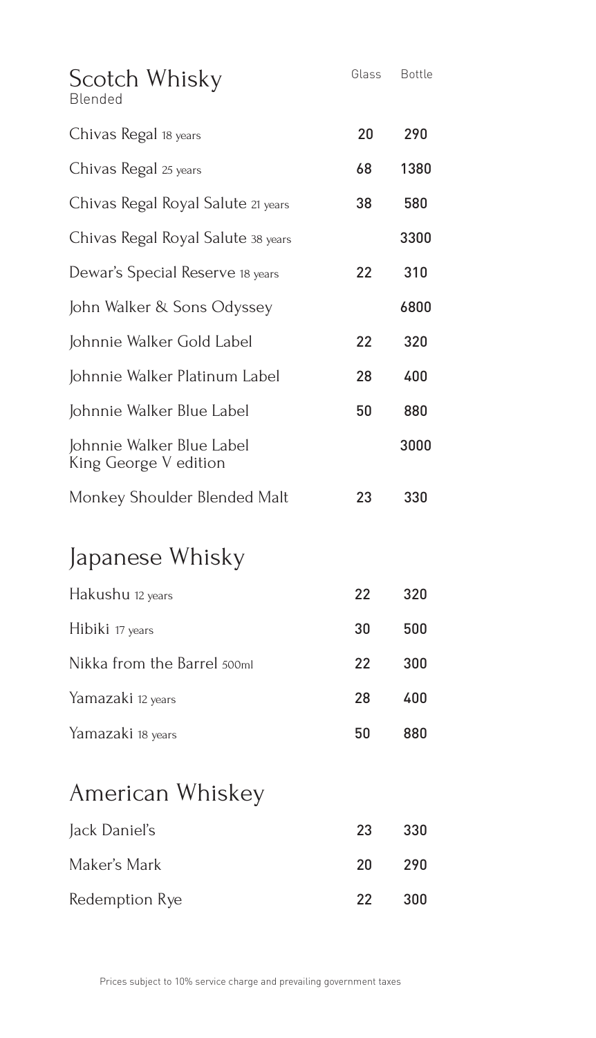## Scotch Whisky

Blended

| | Glass | Bottle |
|---|---|---|
| Chivas Regal 18 years | 20 | 290 |
| Chivas Regal 25 years | 68 | 1380 |
| Chivas Regal Royal Salute 21 years | 38 | 580 |
| Chivas Regal Royal Salute 38 years | | 3300 |
| Dewar's Special Reserve 18 years | 22 | 310 |
| John Walker & Sons Odyssey | | 6800 |
| Johnnie Walker Gold Label | 22 | 320 |
| Johnnie Walker Platinum Label | 28 | 400 |
| Johnnie Walker Blue Label | 50 | 880 |
| Johnnie Walker Blue Label King George V edition | | 3000 |
| Monkey Shoulder Blended Malt | 23 | 330 |

## Japanese Whisky

| | Glass | Bottle |
|---|---|---|
| Hakushu 12 years | 22 | 320 |
| Hibiki 17 years | 30 | 500 |
| Nikka from the Barrel 500ml | 22 | 300 |
| Yamazaki 12 years | 28 | 400 |
| Yamazaki 18 years | 50 | 880 |

## American Whiskey

| | Glass | Bottle |
|---|---|---|
| Jack Daniel's | 23 | 330 |
| Maker's Mark | 20 | 290 |
| Redemption Rye | 22 | 300 |

Prices subject to 10% service charge and prevailing government taxes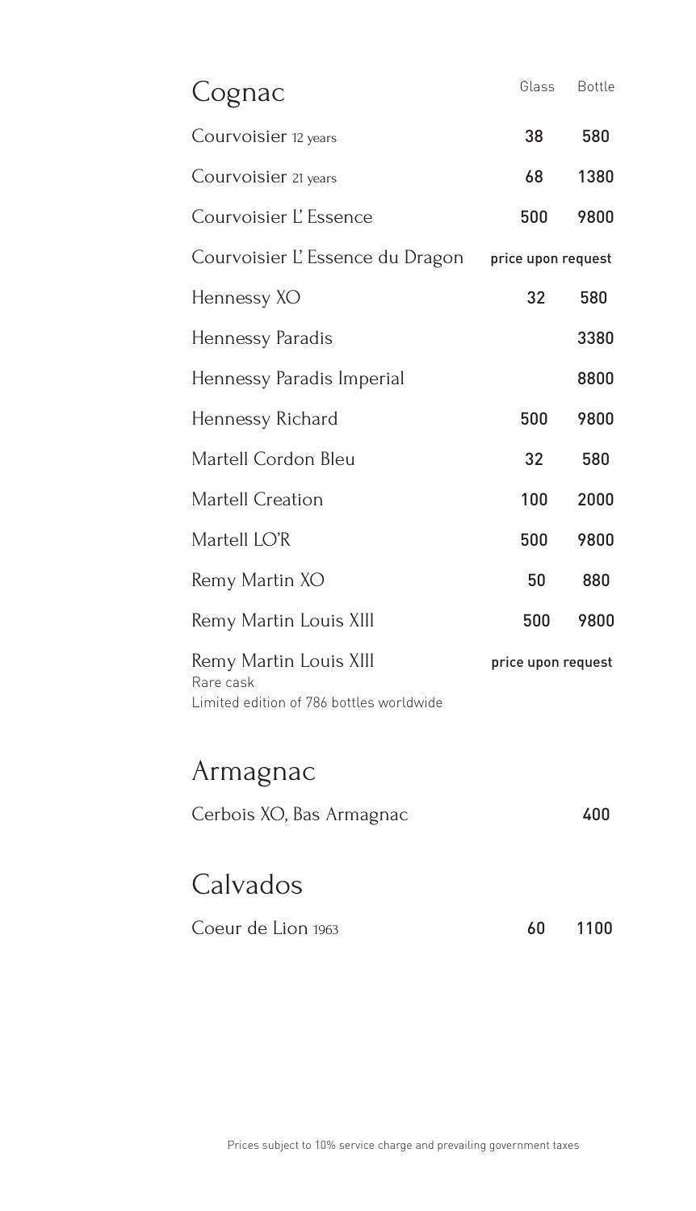## Cognac

| | Glass | Bottle |
|---|---|---|
| Courvoisier 12 years | 38 | 580 |
| Courvoisier 21 years | 68 | 1380 |
| Courvoisier L' Essence | 500 | 9800 |
| Courvoisier L' Essence du Dragon | price upon request | |
| Hennessy XO | 32 | 580 |
| Hennessy Paradis | | 3380 |
| Hennessy Paradis Imperial | | 8800 |
| Hennessy Richard | 500 | 9800 |
| Martell Cordon Bleu | 32 | 580 |
| Martell Creation | 100 | 2000 |
| Martell LO'R | 500 | 9800 |
| Remy Martin XO | 50 | 880 |
| Remy Martin Louis XIII | 500 | 9800 |
| Remy Martin Louis XIII<br>Rare cask<br>Limited edition of 786 bottles worldwide | price upon request | |

## Armagnac

| | Glass | Bottle |
|---|---|---|
| Cerbois XO, Bas Armagnac | | 400 |

## Calvados

| | Glass | Bottle |
|---|---|---|
| Coeur de Lion 1963 | 60 | 1100 |

Prices subject to 10% service charge and prevailing government taxes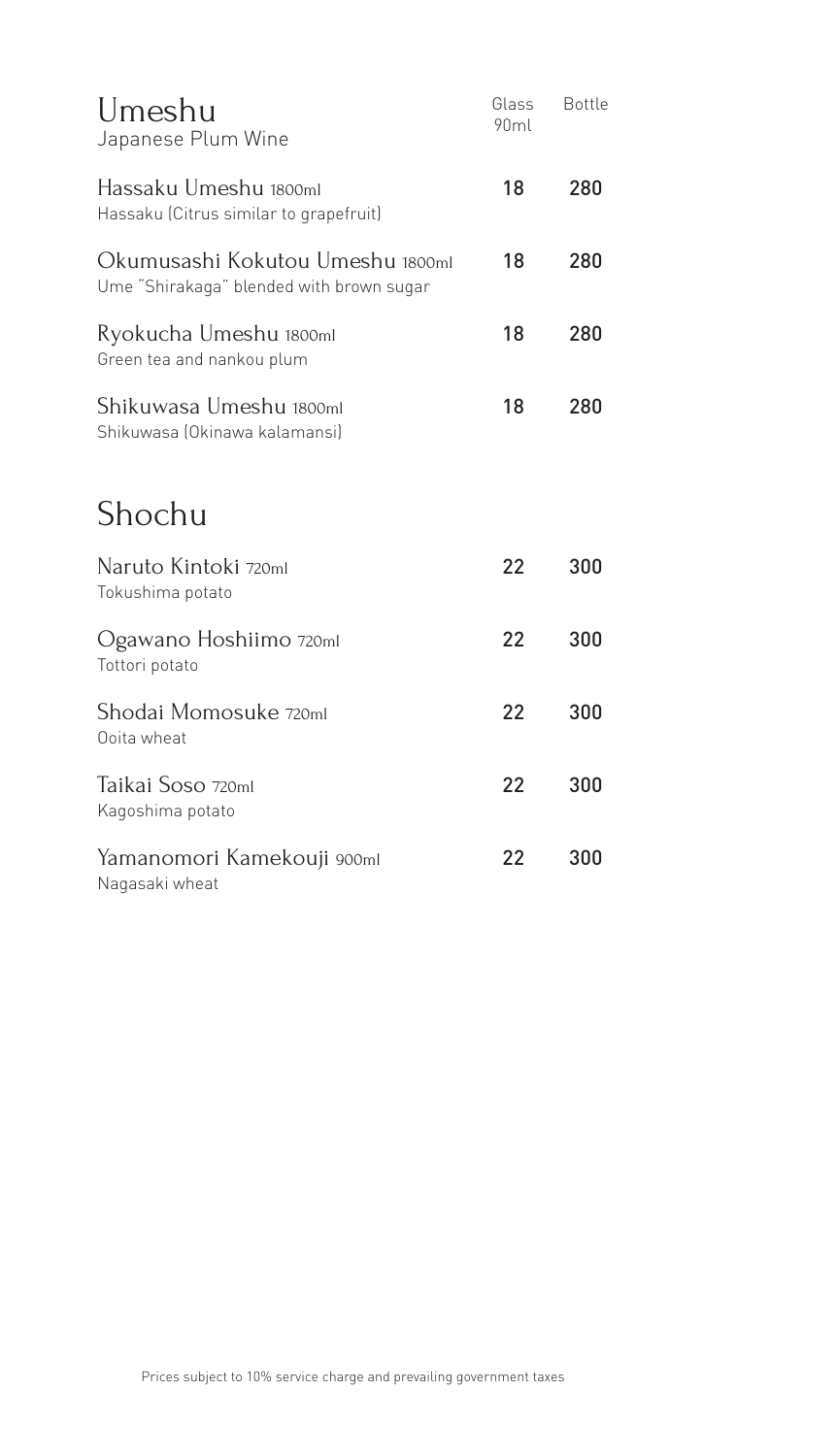## Umeshu

Japanese Plum Wine

| | Glass 90ml | Bottle |
|---|---|---|
| Hassaku Umeshu 1800ml<br>Hassaku (Citrus similar to grapefruit) | 18 | 280 |
| Okumusashi Kokutou Umeshu 1800ml<br>Ume "Shirakaga" blended with brown sugar | 18 | 280 |
| Ryokucha Umeshu 1800ml<br>Green tea and nankou plum | 18 | 280 |
| Shikuwasa Umeshu 1800ml<br>Shikuwasa (Okinawa kalamansi) | 18 | 280 |

## Shochu

| | Glass 90ml | Bottle |
|---|---|---|
| Naruto Kintoki 720ml<br>Tokushima potato | 22 | 300 |
| Ogawano Hoshiimo 720ml<br>Tottori potato | 22 | 300 |
| Shodai Momosuke 720ml<br>Ooita wheat | 22 | 300 |
| Taikai Soso 720ml<br>Kagoshima potato | 22 | 300 |
| Yamanomori Kamekouji 900ml<br>Nagasaki wheat | 22 | 300 |

Prices subject to 10% service charge and prevailing government taxes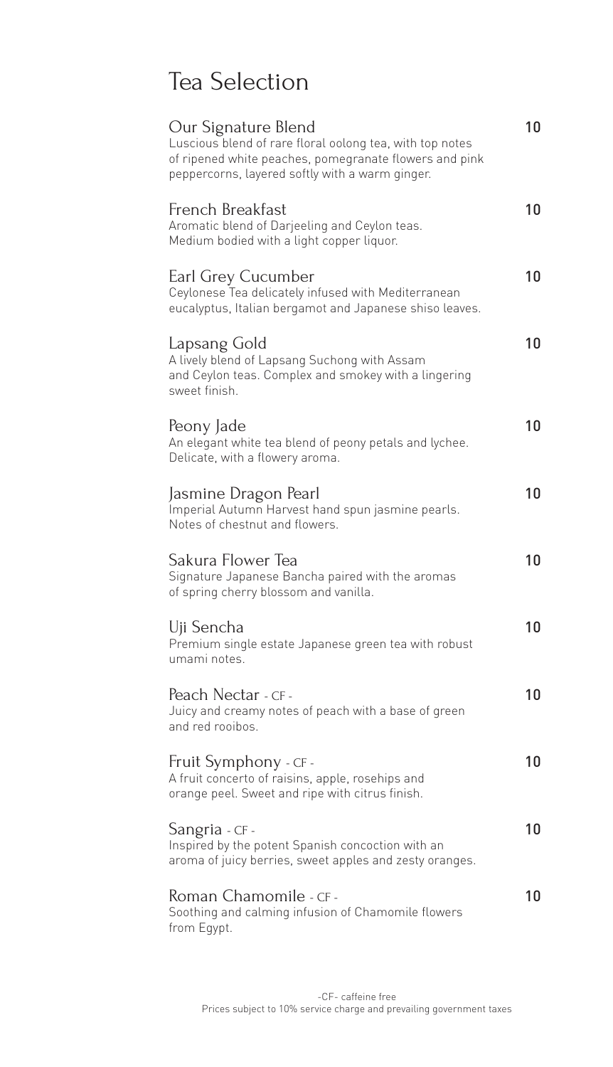# Tea Selection

**Our Signature Blend** — 10
Luscious blend of rare floral oolong tea, with top notes of ripened white peaches, pomegranate flowers and pink peppercorns, layered softly with a warm ginger.

**French Breakfast** — 10
Aromatic blend of Darjeeling and Ceylon teas. Medium bodied with a light copper liquor.

**Earl Grey Cucumber** — 10
Ceylonese Tea delicately infused with Mediterranean eucalyptus, Italian bergamot and Japanese shiso leaves.

**Lapsang Gold** — 10
A lively blend of Lapsang Suchong with Assam and Ceylon teas. Complex and smokey with a lingering sweet finish.

**Peony Jade** — 10
An elegant white tea blend of peony petals and lychee. Delicate, with a flowery aroma.

**Jasmine Dragon Pearl** — 10
Imperial Autumn Harvest hand spun jasmine pearls. Notes of chestnut and flowers.

**Sakura Flower Tea** — 10
Signature Japanese Bancha paired with the aromas of spring cherry blossom and vanilla.

**Uji Sencha** — 10
Premium single estate Japanese green tea with robust umami notes.

**Peach Nectar** - CF - — 10
Juicy and creamy notes of peach with a base of green and red rooibos.

**Fruit Symphony** - CF - — 10
A fruit concerto of raisins, apple, rosehips and orange peel. Sweet and ripe with citrus finish.

**Sangria** - CF - — 10
Inspired by the potent Spanish concoction with an aroma of juicy berries, sweet apples and zesty oranges.

**Roman Chamomile** - CF - — 10
Soothing and calming infusion of Chamomile flowers from Egypt.

-CF- caffeine free
Prices subject to 10% service charge and prevailing government taxes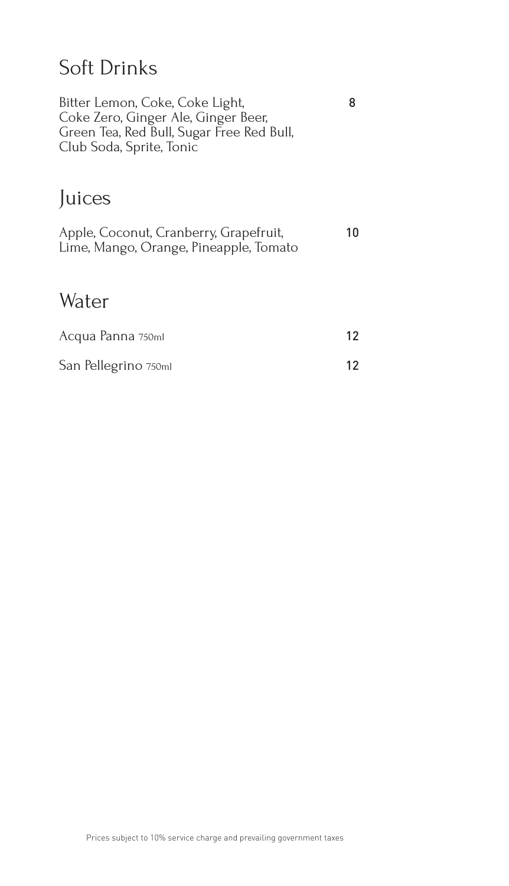## Soft Drinks

| | |
|---|---|
| Bitter Lemon, Coke, Coke Light, Coke Zero, Ginger Ale, Ginger Beer, Green Tea, Red Bull, Sugar Free Red Bull, Club Soda, Sprite, Tonic | 8 |

## Juices

| | |
|---|---|
| Apple, Coconut, Cranberry, Grapefruit, Lime, Mango, Orange, Pineapple, Tomato | 10 |

## Water

| | |
|---|---|
| Acqua Panna 750ml | 12 |
| San Pellegrino 750ml | 12 |

Prices subject to 10% service charge and prevailing government taxes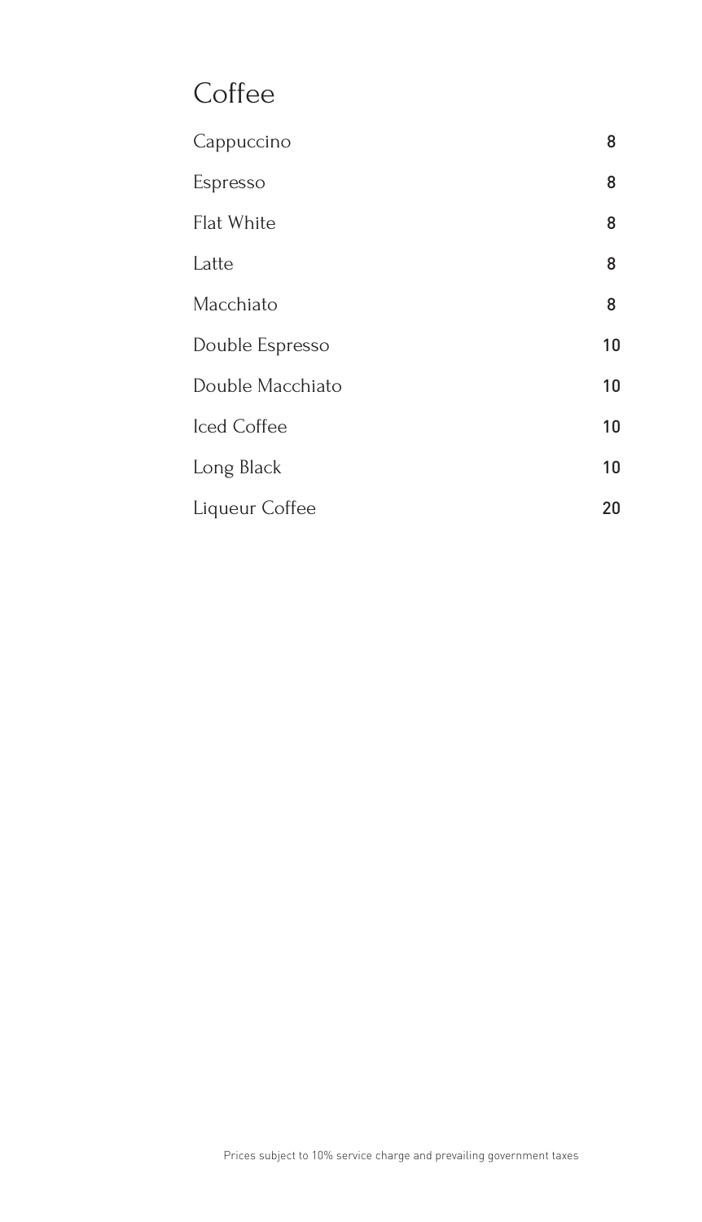# Coffee

| Item | Price |
| --- | --- |
| Cappuccino | 8 |
| Espresso | 8 |
| Flat White | 8 |
| Latte | 8 |
| Macchiato | 8 |
| Double Espresso | 10 |
| Double Macchiato | 10 |
| Iced Coffee | 10 |
| Long Black | 10 |
| Liqueur Coffee | 20 |

Prices subject to 10% service charge and prevailing government taxes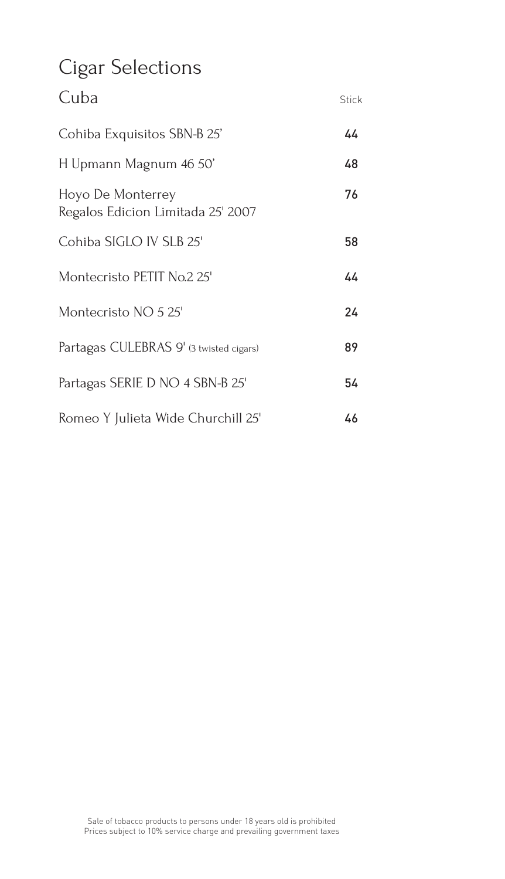# Cigar Selections

| Cuba | Stick |
| --- | --- |
| Cohiba Exquisitos SBN-B 25' | 44 |
| H Upmann Magnum 46 50' | 48 |
| Hoyo De Monterrey Regalos Edicion Limitada 25' 2007 | 76 |
| Cohiba SIGLO IV SLB 25' | 58 |
| Montecristo PETIT No.2 25' | 44 |
| Montecristo NO 5 25' | 24 |
| Partagas CULEBRAS 9' (3 twisted cigars) | 89 |
| Partagas SERIE D NO 4 SBN-B 25' | 54 |
| Romeo Y Julieta Wide Churchill 25' | 46 |

Sale of tobacco products to persons under 18 years old is prohibited
Prices subject to 10% service charge and prevailing government taxes